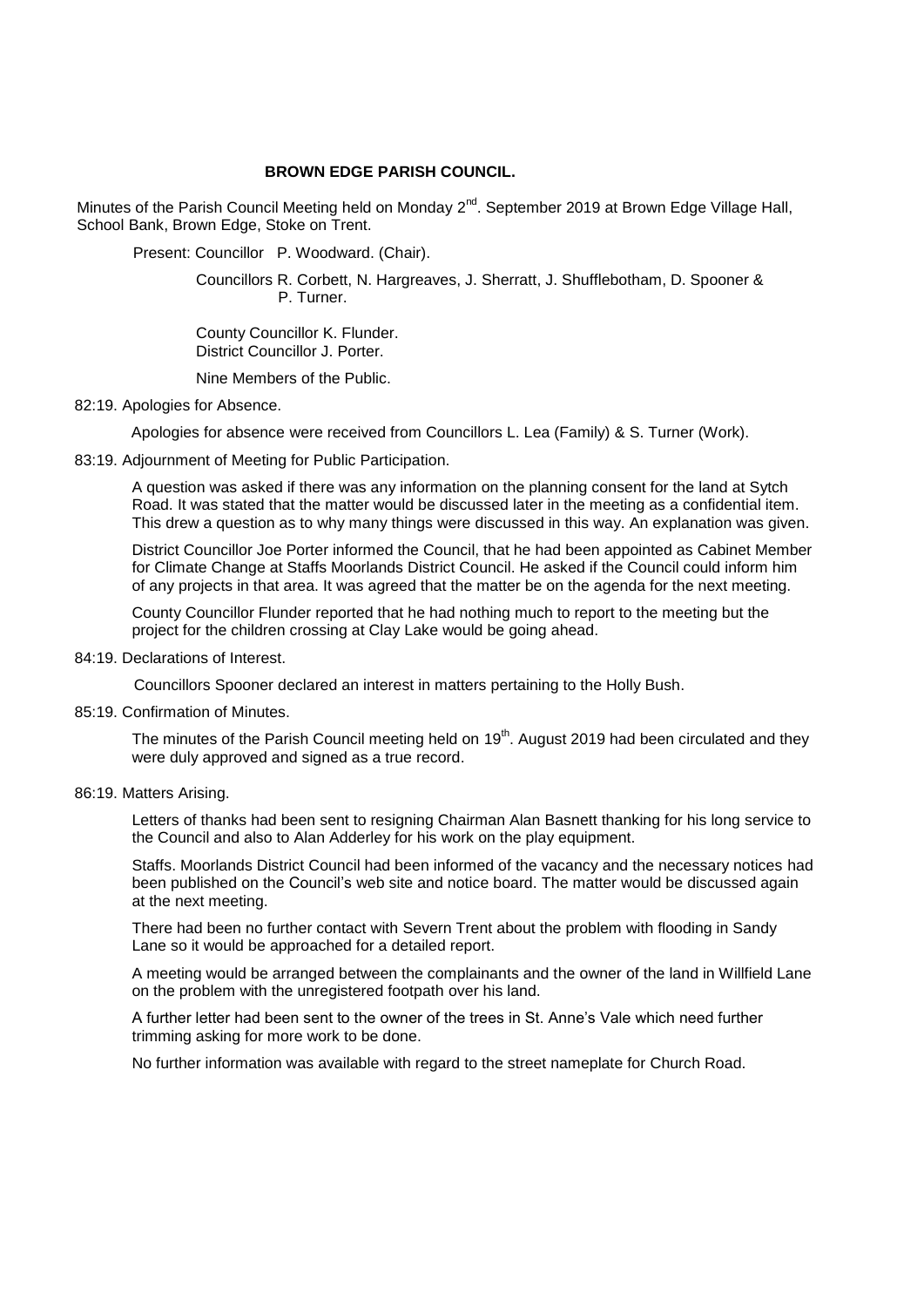# BROWN EDGE PARISH COUNCIL.

Minutes of the Parish Council Meeting held on Monday 2nd. September 2019 at Brown Edge Village Hall, School Bank, Brown Edge, Stoke on Trent.

Present: Councillor P. Woodward. (Chair).

Councillors R. Corbett, N. Hargreaves, J. Sherratt, J. Shufflebotham, D. Spooner & P. Turner.

County Councillor K. Flunder.
District Councillor J. Porter.

Nine Members of the Public.

82:19. Apologies for Absence.

Apologies for absence were received from Councillors L. Lea (Family) & S. Turner (Work).

83:19. Adjournment of Meeting for Public Participation.

A question was asked if there was any information on the planning consent for the land at Sytch Road. It was stated that the matter would be discussed later in the meeting as a confidential item. This drew a question as to why many things were discussed in this way. An explanation was given.

District Councillor Joe Porter informed the Council, that he had been appointed as Cabinet Member for Climate Change at Staffs Moorlands District Council. He asked if the Council could inform him of any projects in that area. It was agreed that the matter be on the agenda for the next meeting.

County Councillor Flunder reported that he had nothing much to report to the meeting but the project for the children crossing at Clay Lake would be going ahead.

84:19. Declarations of Interest.

Councillors Spooner declared an interest in matters pertaining to the Holly Bush.

85:19. Confirmation of Minutes.

The minutes of the Parish Council meeting held on 19th. August 2019 had been circulated and they were duly approved and signed as a true record.

86:19. Matters Arising.

Letters of thanks had been sent to resigning Chairman Alan Basnett thanking for his long service to the Council and also to Alan Adderley for his work on the play equipment.

Staffs. Moorlands District Council had been informed of the vacancy and the necessary notices had been published on the Council's web site and notice board. The matter would be discussed again at the next meeting.

There had been no further contact with Severn Trent about the problem with flooding in Sandy Lane so it would be approached for a detailed report.

A meeting would be arranged between the complainants and the owner of the land in Willfield Lane on the problem with the unregistered footpath over his land.

A further letter had been sent to the owner of the trees in St. Anne's Vale which need further trimming asking for more work to be done.

No further information was available with regard to the street nameplate for Church Road.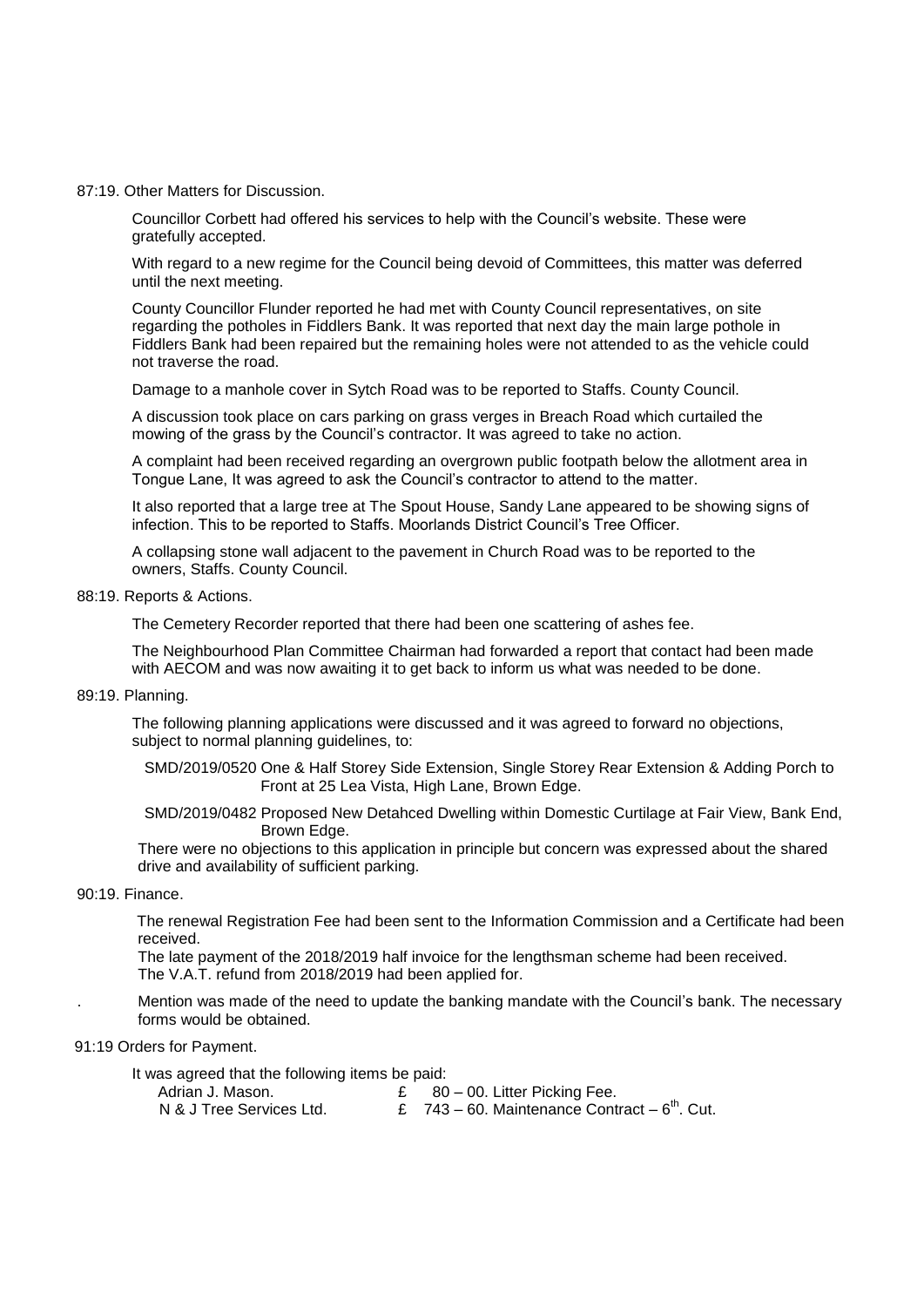87:19. Other Matters for Discussion.

Councillor Corbett had offered his services to help with the Council's website. These were gratefully accepted.

With regard to a new regime for the Council being devoid of Committees, this matter was deferred until the next meeting.

County Councillor Flunder reported he had met with County Council representatives, on site regarding the potholes in Fiddlers Bank. It was reported that next day the main large pothole in Fiddlers Bank had been repaired but the remaining holes were not attended to as the vehicle could not traverse the road.

Damage to a manhole cover in Sytch Road was to be reported to Staffs. County Council.

A discussion took place on cars parking on grass verges in Breach Road which curtailed the mowing of the grass by the Council's contractor. It was agreed to take no action.

A complaint had been received regarding an overgrown public footpath below the allotment area in Tongue Lane, It was agreed to ask the Council's contractor to attend to the matter.

It also reported that a large tree at The Spout House, Sandy Lane appeared to be showing signs of infection. This to be reported to Staffs. Moorlands District Council's Tree Officer.

A collapsing stone wall adjacent to the pavement in Church Road was to be reported to the owners, Staffs. County Council.

88:19. Reports & Actions.

The Cemetery Recorder reported that there had been one scattering of ashes fee.

The Neighbourhood Plan Committee Chairman had forwarded a report that contact had been made with AECOM and was now awaiting it to get back to inform us what was needed to be done.

89:19. Planning.

The following planning applications were discussed and it was agreed to forward no objections, subject to normal planning guidelines, to:

SMD/2019/0520 One & Half Storey Side Extension, Single Storey Rear Extension & Adding Porch to Front at 25 Lea Vista, High Lane, Brown Edge.

SMD/2019/0482 Proposed New Detahced Dwelling within Domestic Curtilage at Fair View, Bank End, Brown Edge.

There were no objections to this application in principle but concern was expressed about the shared drive and availability of sufficient parking.

90:19. Finance.

The renewal Registration Fee had been sent to the Information Commission and a Certificate had been received.

The late payment of the 2018/2019 half invoice for the lengthsman scheme had been received.

The V.A.T. refund from 2018/2019 had been applied for.

. Mention was made of the need to update the banking mandate with the Council's bank. The necessary forms would be obtained.

91:19 Orders for Payment.

It was agreed that the following items be paid:

| | | |
|---|---|---|
| Adrian J. Mason. | £ 80 – 00. | Litter Picking Fee. |
| N & J Tree Services Ltd. | £ 743 – 60. | Maintenance Contract – 6th. Cut. |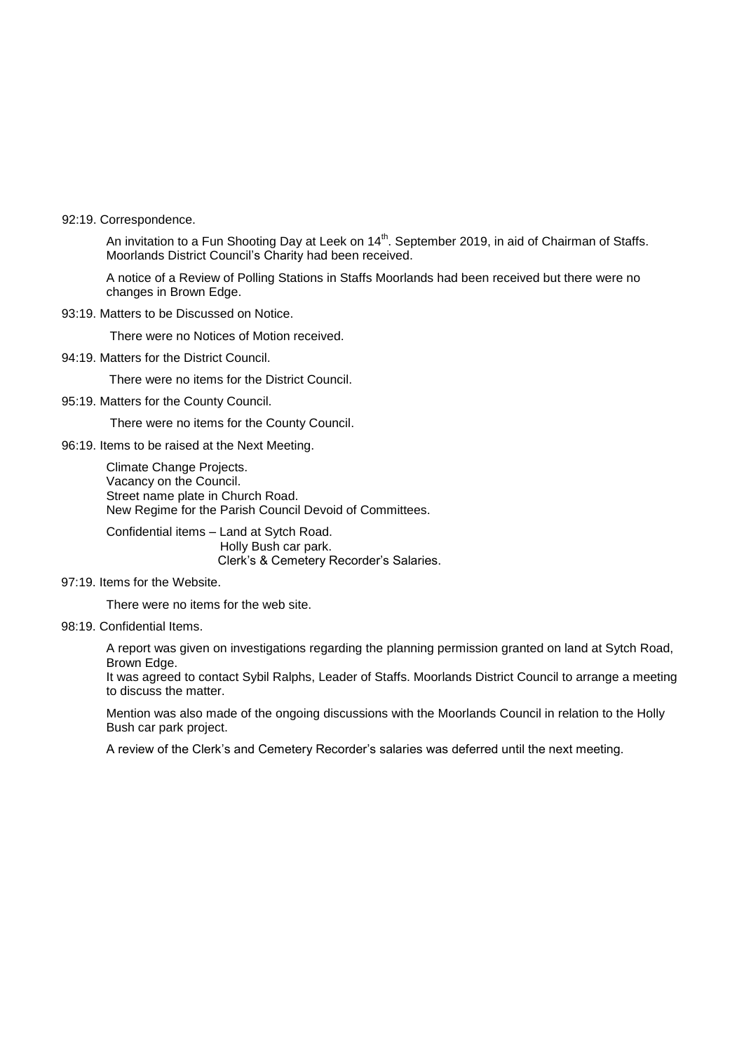92:19. Correspondence.

An invitation to a Fun Shooting Day at Leek on 14th. September 2019, in aid of Chairman of Staffs. Moorlands District Council's Charity had been received.

A notice of a Review of Polling Stations in Staffs Moorlands had been received but there were no changes in Brown Edge.

93:19. Matters to be Discussed on Notice.

There were no Notices of Motion received.

94:19. Matters for the District Council.

There were no items for the District Council.

95:19. Matters for the County Council.

There were no items for the County Council.

96:19. Items to be raised at the Next Meeting.

Climate Change Projects.
Vacancy on the Council.
Street name plate in Church Road.
New Regime for the Parish Council Devoid of Committees.

Confidential items – Land at Sytch Road.
Holly Bush car park.
Clerk's & Cemetery Recorder's Salaries.

97:19. Items for the Website.

There were no items for the web site.

98:19. Confidential Items.

A report was given on investigations regarding the planning permission granted on land at Sytch Road, Brown Edge.
It was agreed to contact Sybil Ralphs, Leader of Staffs. Moorlands District Council to arrange a meeting to discuss the matter.

Mention was also made of the ongoing discussions with the Moorlands Council in relation to the Holly Bush car park project.

A review of the Clerk's and Cemetery Recorder's salaries was deferred until the next meeting.